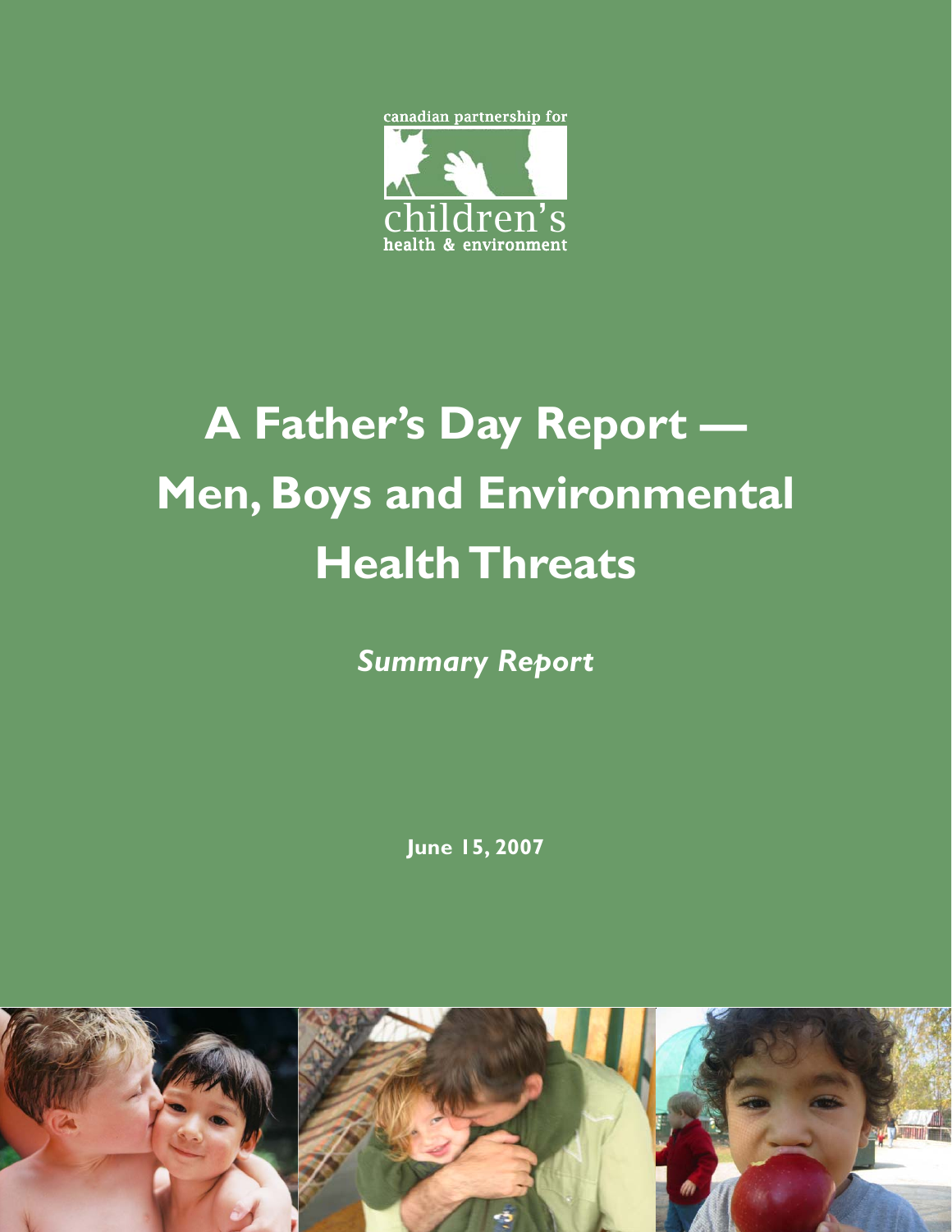canadian partnership for

children's

health & environment

# A Father's Day Report — Men, Boys and Environmental Health Threats

*Summary Report*

**June 15, 2007**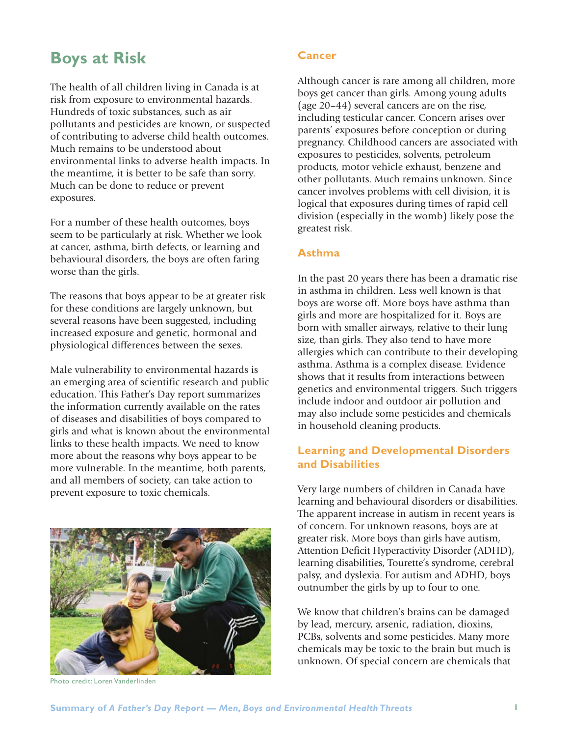# Boys at Risk

The health of all children living in Canada is at risk from exposure to environmental hazards. Hundreds of toxic substances, such as air pollutants and pesticides are known, or suspected of contributing to adverse child health outcomes. Much remains to be understood about environmental links to adverse health impacts. In the meantime, it is better to be safe than sorry. Much can be done to reduce or prevent exposures.

For a number of these health outcomes, boys seem to be particularly at risk. Whether we look at cancer, asthma, birth defects, or learning and behavioural disorders, the boys are often faring worse than the girls.

The reasons that boys appear to be at greater risk for these conditions are largely unknown, but several reasons have been suggested, including increased exposure and genetic, hormonal and physiological differences between the sexes.

Male vulnerability to environmental hazards is an emerging area of scientific research and public education. This Father's Day report summarizes the information currently available on the rates of diseases and disabilities of boys compared to girls and what is known about the environmental links to these health impacts. We need to know more about the reasons why boys appear to be more vulnerable. In the meantime, both parents, and all members of society, can take action to prevent exposure to toxic chemicals.

Photo credit: Loren Vanderlinden

## Cancer

Although cancer is rare among all children, more boys get cancer than girls. Among young adults (age 20–44) several cancers are on the rise, including testicular cancer. Concern arises over parents' exposures before conception or during pregnancy. Childhood cancers are associated with exposures to pesticides, solvents, petroleum products, motor vehicle exhaust, benzene and other pollutants. Much remains unknown. Since cancer involves problems with cell division, it is logical that exposures during times of rapid cell division (especially in the womb) likely pose the greatest risk.

## Asthma

In the past 20 years there has been a dramatic rise in asthma in children. Less well known is that boys are worse off. More boys have asthma than girls and more are hospitalized for it. Boys are born with smaller airways, relative to their lung size, than girls. They also tend to have more allergies which can contribute to their developing asthma. Asthma is a complex disease. Evidence shows that it results from interactions between genetics and environmental triggers. Such triggers include indoor and outdoor air pollution and may also include some pesticides and chemicals in household cleaning products.

## Learning and Developmental Disorders and Disabilities

Very large numbers of children in Canada have learning and behavioural disorders or disabilities. The apparent increase in autism in recent years is of concern. For unknown reasons, boys are at greater risk. More boys than girls have autism, Attention Deficit Hyperactivity Disorder (ADHD), learning disabilities, Tourette's syndrome, cerebral palsy, and dyslexia. For autism and ADHD, boys outnumber the girls by up to four to one.

We know that children's brains can be damaged by lead, mercury, arsenic, radiation, dioxins, PCBs, solvents and some pesticides. Many more chemicals may be toxic to the brain but much is unknown. Of special concern are chemicals that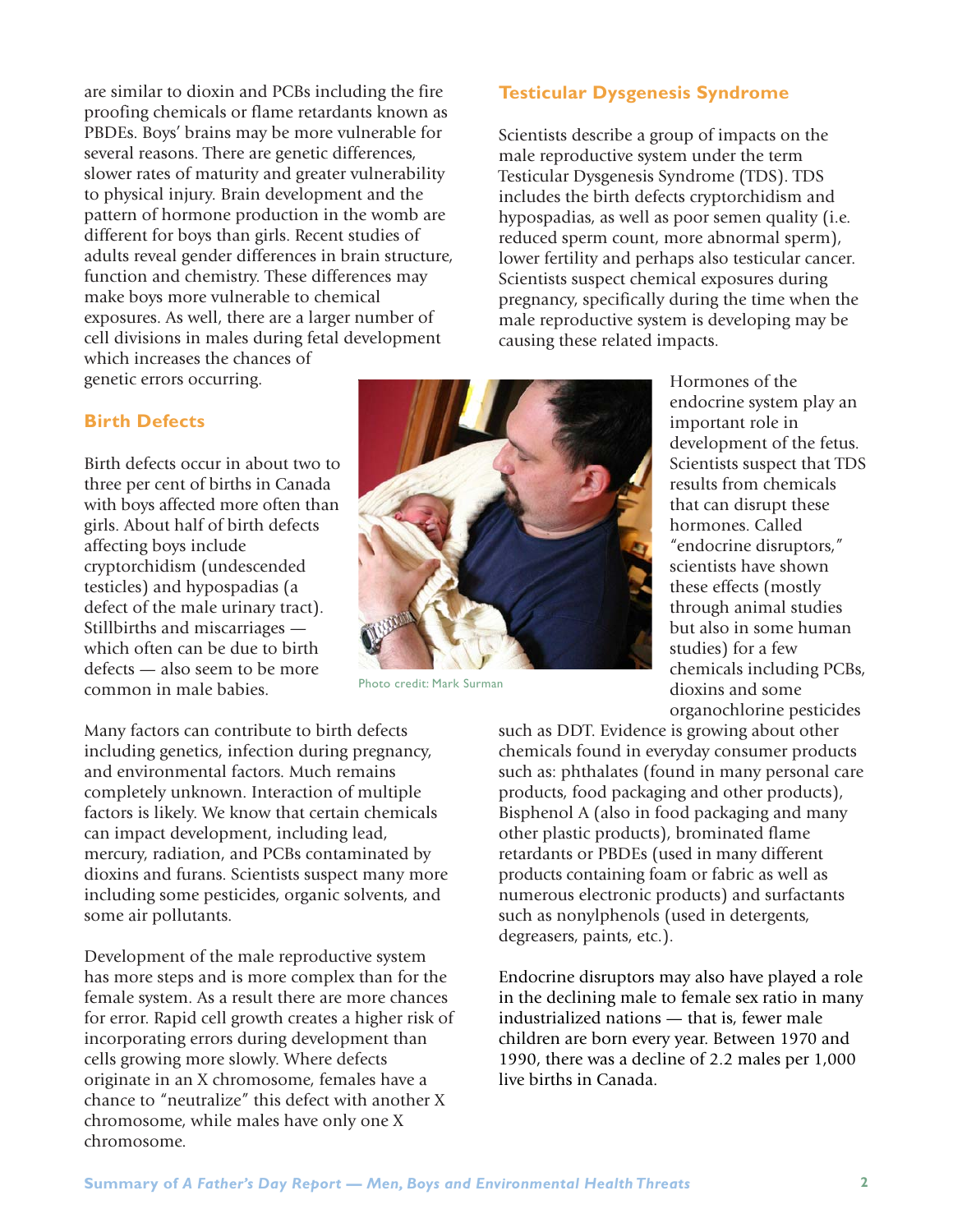are similar to dioxin and PCBs including the fire proofing chemicals or flame retardants known as PBDEs. Boys' brains may be more vulnerable for several reasons. There are genetic differences, slower rates of maturity and greater vulnerability to physical injury. Brain development and the pattern of hormone production in the womb are different for boys than girls. Recent studies of adults reveal gender differences in brain structure, function and chemistry. These differences may make boys more vulnerable to chemical exposures. As well, there are a larger number of cell divisions in males during fetal development which increases the chances of genetic errors occurring.

## Birth Defects

Birth defects occur in about two to three per cent of births in Canada with boys affected more often than girls. About half of birth defects affecting boys include cryptorchidism (undescended testicles) and hypospadias (a defect of the male urinary tract). Stillbirths and miscarriages — which often can be due to birth defects — also seem to be more common in male babies.

Photo credit: Mark Surman

Many factors can contribute to birth defects including genetics, infection during pregnancy, and environmental factors. Much remains completely unknown. Interaction of multiple factors is likely. We know that certain chemicals can impact development, including lead, mercury, radiation, and PCBs contaminated by dioxins and furans. Scientists suspect many more including some pesticides, organic solvents, and some air pollutants.

Development of the male reproductive system has more steps and is more complex than for the female system. As a result there are more chances for error. Rapid cell growth creates a higher risk of incorporating errors during development than cells growing more slowly. Where defects originate in an X chromosome, females have a chance to "neutralize" this defect with another X chromosome, while males have only one X chromosome.

## Testicular Dysgenesis Syndrome

Scientists describe a group of impacts on the male reproductive system under the term Testicular Dysgenesis Syndrome (TDS). TDS includes the birth defects cryptorchidism and hypospadias, as well as poor semen quality (i.e. reduced sperm count, more abnormal sperm), lower fertility and perhaps also testicular cancer. Scientists suspect chemical exposures during pregnancy, specifically during the time when the male reproductive system is developing may be causing these related impacts.

Hormones of the endocrine system play an important role in development of the fetus. Scientists suspect that TDS results from chemicals that can disrupt these hormones. Called "endocrine disruptors," scientists have shown these effects (mostly through animal studies but also in some human studies) for a few chemicals including PCBs, dioxins and some organochlorine pesticides such as DDT. Evidence is growing about other chemicals found in everyday consumer products such as: phthalates (found in many personal care products, food packaging and other products), Bisphenol A (also in food packaging and many other plastic products), brominated flame retardants or PBDEs (used in many different products containing foam or fabric as well as numerous electronic products) and surfactants such as nonylphenols (used in detergents, degreasers, paints, etc.).

Endocrine disruptors may also have played a role in the declining male to female sex ratio in many industrialized nations — that is, fewer male children are born every year. Between 1970 and 1990, there was a decline of 2.2 males per 1,000 live births in Canada.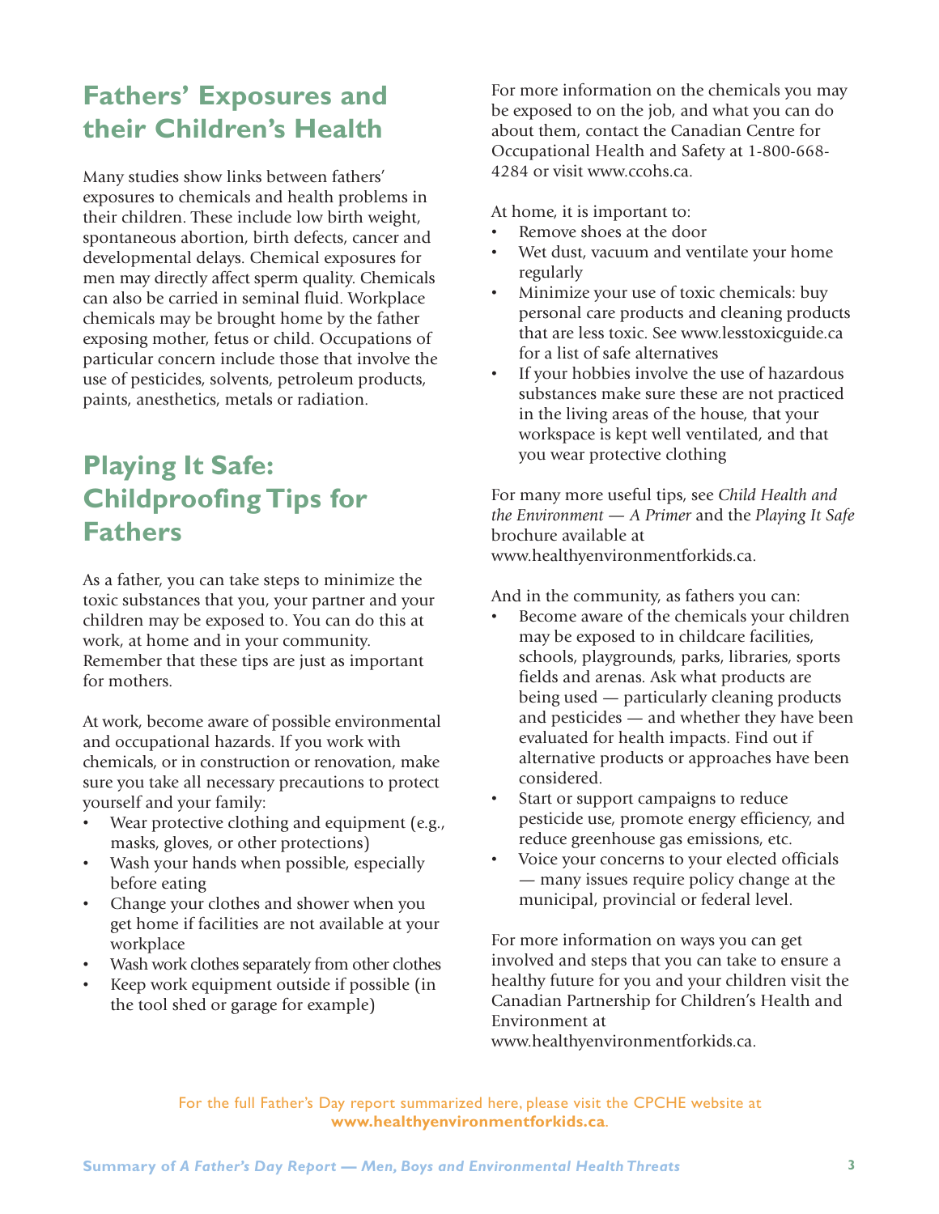## Fathers' Exposures and their Children's Health

Many studies show links between fathers' exposures to chemicals and health problems in their children. These include low birth weight, spontaneous abortion, birth defects, cancer and developmental delays. Chemical exposures for men may directly affect sperm quality. Chemicals can also be carried in seminal fluid. Workplace chemicals may be brought home by the father exposing mother, fetus or child. Occupations of particular concern include those that involve the use of pesticides, solvents, petroleum products, paints, anesthetics, metals or radiation.

## Playing It Safe: Childproofing Tips for Fathers

As a father, you can take steps to minimize the toxic substances that you, your partner and your children may be exposed to. You can do this at work, at home and in your community. Remember that these tips are just as important for mothers.

At work, become aware of possible environmental and occupational hazards. If you work with chemicals, or in construction or renovation, make sure you take all necessary precautions to protect yourself and your family:

- Wear protective clothing and equipment (e.g., masks, gloves, or other protections)
- Wash your hands when possible, especially before eating
- Change your clothes and shower when you get home if facilities are not available at your workplace
- Wash work clothes separately from other clothes
- Keep work equipment outside if possible (in the tool shed or garage for example)

For more information on the chemicals you may be exposed to on the job, and what you can do about them, contact the Canadian Centre for Occupational Health and Safety at 1-800-668-4284 or visit www.ccohs.ca.

At home, it is important to:

- Remove shoes at the door
- Wet dust, vacuum and ventilate your home regularly
- Minimize your use of toxic chemicals: buy personal care products and cleaning products that are less toxic. See www.lesstoxicguide.ca for a list of safe alternatives
- If your hobbies involve the use of hazardous substances make sure these are not practiced in the living areas of the house, that your workspace is kept well ventilated, and that you wear protective clothing

For many more useful tips, see *Child Health and the Environment — A Primer* and the *Playing It Safe* brochure available at www.healthyenvironmentforkids.ca.

And in the community, as fathers you can:

- Become aware of the chemicals your children may be exposed to in childcare facilities, schools, playgrounds, parks, libraries, sports fields and arenas. Ask what products are being used — particularly cleaning products and pesticides — and whether they have been evaluated for health impacts. Find out if alternative products or approaches have been considered.
- Start or support campaigns to reduce pesticide use, promote energy efficiency, and reduce greenhouse gas emissions, etc.
- Voice your concerns to your elected officials — many issues require policy change at the municipal, provincial or federal level.

For more information on ways you can get involved and steps that you can take to ensure a healthy future for you and your children visit the Canadian Partnership for Children's Health and Environment at www.healthyenvironmentforkids.ca.

For the full Father's Day report summarized here, please visit the CPCHE website at **www.healthyenvironmentforkids.ca**.